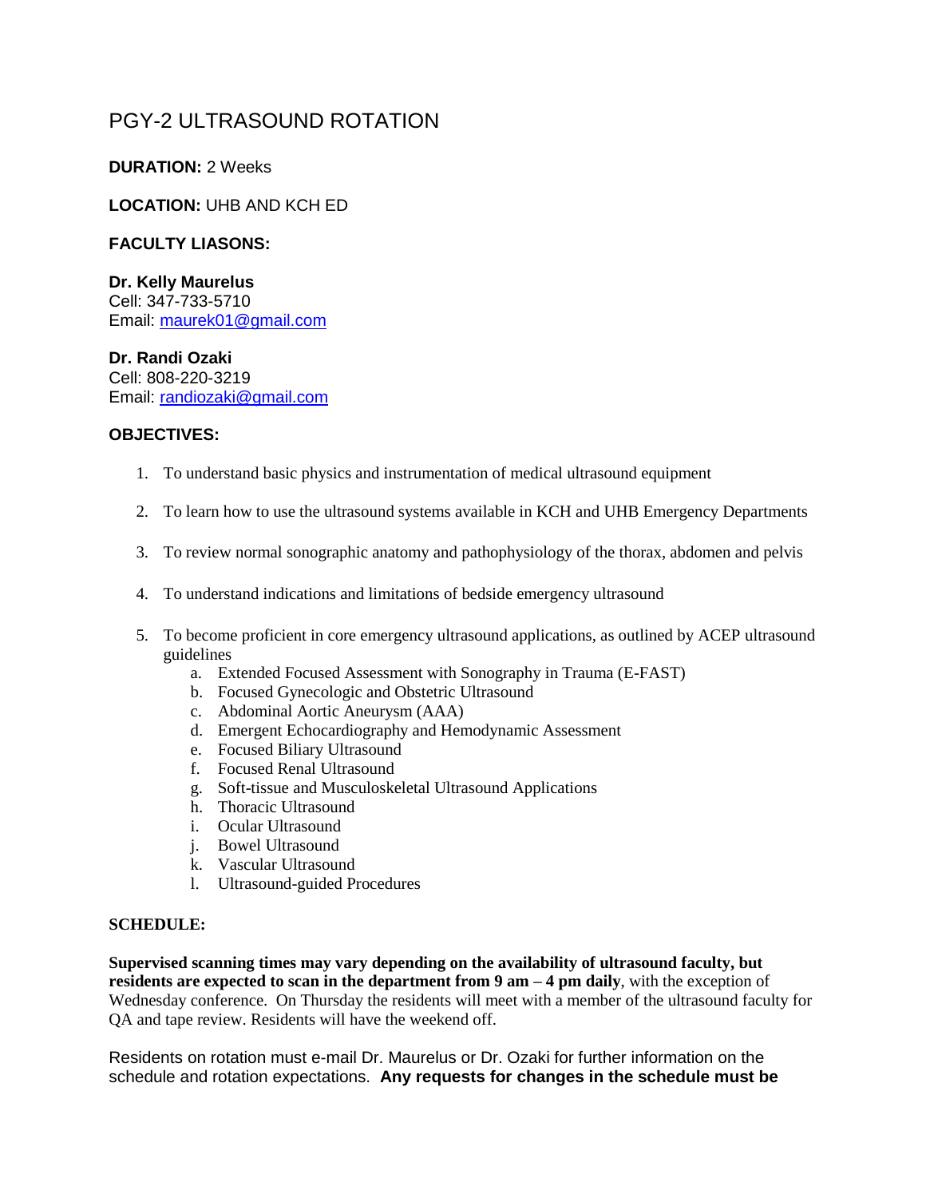# PGY-2 ULTRASOUND ROTATION

**DURATION:** 2 Weeks

**LOCATION:** UHB AND KCH ED

**FACULTY LIASONS:**

**Dr. Kelly Maurelus**
Cell: 347-733-5710
Email: maurek01@gmail.com

**Dr. Randi Ozaki**
Cell: 808-220-3219
Email: randiozaki@gmail.com

**OBJECTIVES:**

1. To understand basic physics and instrumentation of medical ultrasound equipment
2. To learn how to use the ultrasound systems available in KCH and UHB Emergency Departments
3. To review normal sonographic anatomy and pathophysiology of the thorax, abdomen and pelvis
4. To understand indications and limitations of bedside emergency ultrasound
5. To become proficient in core emergency ultrasound applications, as outlined by ACEP ultrasound guidelines
   a. Extended Focused Assessment with Sonography in Trauma (E-FAST)
   b. Focused Gynecologic and Obstetric Ultrasound
   c. Abdominal Aortic Aneurysm (AAA)
   d. Emergent Echocardiography and Hemodynamic Assessment
   e. Focused Biliary Ultrasound
   f. Focused Renal Ultrasound
   g. Soft-tissue and Musculoskeletal Ultrasound Applications
   h. Thoracic Ultrasound
   i. Ocular Ultrasound
   j. Bowel Ultrasound
   k. Vascular Ultrasound
   l. Ultrasound-guided Procedures

**SCHEDULE:**

**Supervised scanning times may vary depending on the availability of ultrasound faculty, but residents are expected to scan in the department from 9 am – 4 pm daily**, with the exception of Wednesday conference. On Thursday the residents will meet with a member of the ultrasound faculty for QA and tape review. Residents will have the weekend off.

Residents on rotation must e-mail Dr. Maurelus or Dr. Ozaki for further information on the schedule and rotation expectations. **Any requests for changes in the schedule must be**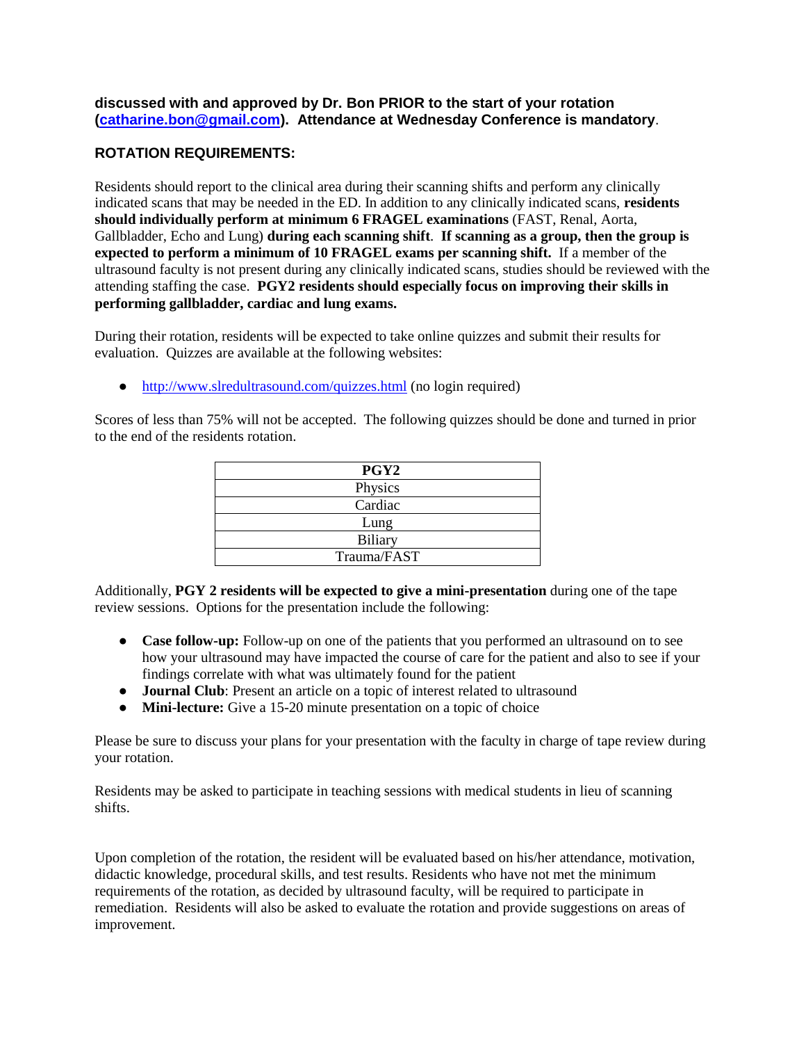**discussed with and approved by Dr. Bon PRIOR to the start of your rotation ([catharine.bon@gmail.com](mailto:catharine.bon@gmail.com)). Attendance at Wednesday Conference is mandatory**.

## ROTATION REQUIREMENTS:

Residents should report to the clinical area during their scanning shifts and perform any clinically indicated scans that may be needed in the ED. In addition to any clinically indicated scans, **residents should individually perform at minimum 6 FRAGEL examinations** (FAST, Renal, Aorta, Gallbladder, Echo and Lung) **during each scanning shift**. **If scanning as a group, then the group is expected to perform a minimum of 10 FRAGEL exams per scanning shift.** If a member of the ultrasound faculty is not present during any clinically indicated scans, studies should be reviewed with the attending staffing the case. **PGY2 residents should especially focus on improving their skills in performing gallbladder, cardiac and lung exams.**

During their rotation, residents will be expected to take online quizzes and submit their results for evaluation. Quizzes are available at the following websites:

- [http://www.slredultrasound.com/quizzes.html](http://www.slredultrasound.com/quizzes.html) (no login required)

Scores of less than 75% will not be accepted. The following quizzes should be done and turned in prior to the end of the residents rotation.

| PGY2 |
| --- |
| Physics |
| Cardiac |
| Lung |
| Biliary |
| Trauma/FAST |

Additionally, **PGY 2 residents will be expected to give a mini-presentation** during one of the tape review sessions. Options for the presentation include the following:

- **Case follow-up:** Follow-up on one of the patients that you performed an ultrasound on to see how your ultrasound may have impacted the course of care for the patient and also to see if your findings correlate with what was ultimately found for the patient
- **Journal Club**: Present an article on a topic of interest related to ultrasound
- **Mini-lecture:** Give a 15-20 minute presentation on a topic of choice

Please be sure to discuss your plans for your presentation with the faculty in charge of tape review during your rotation.

Residents may be asked to participate in teaching sessions with medical students in lieu of scanning shifts.

Upon completion of the rotation, the resident will be evaluated based on his/her attendance, motivation, didactic knowledge, procedural skills, and test results. Residents who have not met the minimum requirements of the rotation, as decided by ultrasound faculty, will be required to participate in remediation. Residents will also be asked to evaluate the rotation and provide suggestions on areas of improvement.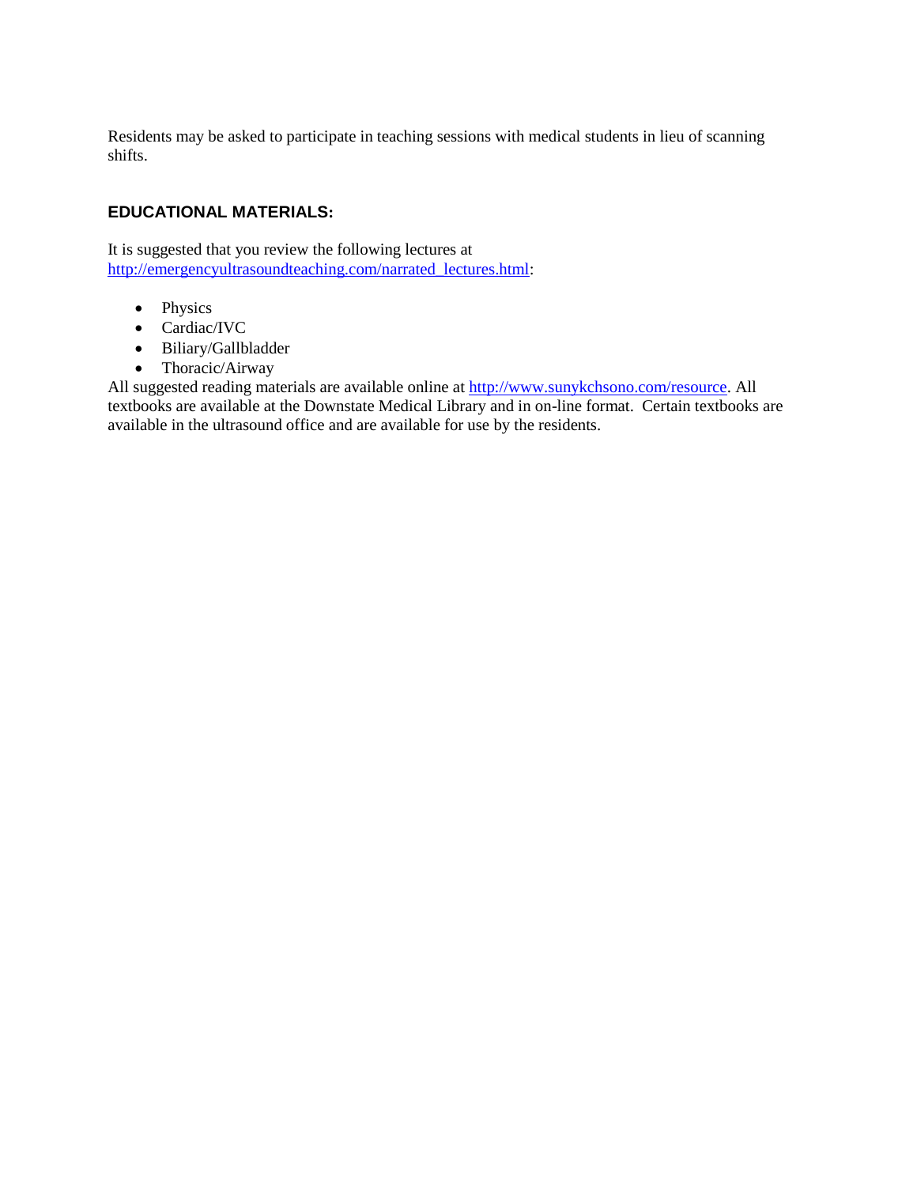Residents may be asked to participate in teaching sessions with medical students in lieu of scanning shifts.

## EDUCATIONAL MATERIALS:

It is suggested that you review the following lectures at http://emergencyultrasoundteaching.com/narrated_lectures.html:

- Physics
- Cardiac/IVC
- Biliary/Gallbladder
- Thoracic/Airway

All suggested reading materials are available online at http://www.sunykchsono.com/resource. All textbooks are available at the Downstate Medical Library and in on-line format. Certain textbooks are available in the ultrasound office and are available for use by the residents.